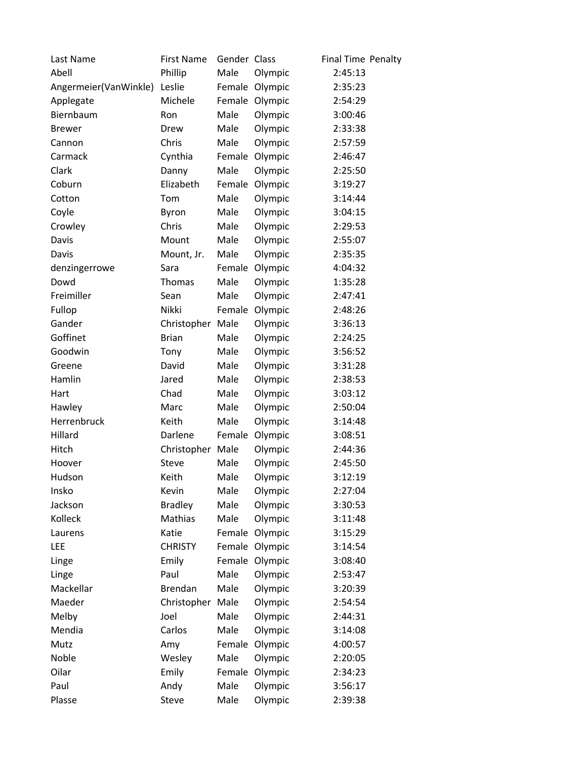| Last Name | First Name | Gender | Class | Final Time | Penalty |
| --- | --- | --- | --- | --- | --- |
| Abell | Phillip | Male | Olympic | 2:45:13 | |
| Angermeier(VanWinkle) | Leslie | Female | Olympic | 2:35:23 | |
| Applegate | Michele | Female | Olympic | 2:54:29 | |
| Biernbaum | Ron | Male | Olympic | 3:00:46 | |
| Brewer | Drew | Male | Olympic | 2:33:38 | |
| Cannon | Chris | Male | Olympic | 2:57:59 | |
| Carmack | Cynthia | Female | Olympic | 2:46:47 | |
| Clark | Danny | Male | Olympic | 2:25:50 | |
| Coburn | Elizabeth | Female | Olympic | 3:19:27 | |
| Cotton | Tom | Male | Olympic | 3:14:44 | |
| Coyle | Byron | Male | Olympic | 3:04:15 | |
| Crowley | Chris | Male | Olympic | 2:29:53 | |
| Davis | Mount | Male | Olympic | 2:55:07 | |
| Davis | Mount, Jr. | Male | Olympic | 2:35:35 | |
| denzingerrowe | Sara | Female | Olympic | 4:04:32 | |
| Dowd | Thomas | Male | Olympic | 1:35:28 | |
| Freimiller | Sean | Male | Olympic | 2:47:41 | |
| Fullop | Nikki | Female | Olympic | 2:48:26 | |
| Gander | Christopher | Male | Olympic | 3:36:13 | |
| Goffinet | Brian | Male | Olympic | 2:24:25 | |
| Goodwin | Tony | Male | Olympic | 3:56:52 | |
| Greene | David | Male | Olympic | 3:31:28 | |
| Hamlin | Jared | Male | Olympic | 2:38:53 | |
| Hart | Chad | Male | Olympic | 3:03:12 | |
| Hawley | Marc | Male | Olympic | 2:50:04 | |
| Herrenbruck | Keith | Male | Olympic | 3:14:48 | |
| Hillard | Darlene | Female | Olympic | 3:08:51 | |
| Hitch | Christopher | Male | Olympic | 2:44:36 | |
| Hoover | Steve | Male | Olympic | 2:45:50 | |
| Hudson | Keith | Male | Olympic | 3:12:19 | |
| Insko | Kevin | Male | Olympic | 2:27:04 | |
| Jackson | Bradley | Male | Olympic | 3:30:53 | |
| Kolleck | Mathias | Male | Olympic | 3:11:48 | |
| Laurens | Katie | Female | Olympic | 3:15:29 | |
| LEE | CHRISTY | Female | Olympic | 3:14:54 | |
| Linge | Emily | Female | Olympic | 3:08:40 | |
| Linge | Paul | Male | Olympic | 2:53:47 | |
| Mackellar | Brendan | Male | Olympic | 3:20:39 | |
| Maeder | Christopher | Male | Olympic | 2:54:54 | |
| Melby | Joel | Male | Olympic | 2:44:31 | |
| Mendia | Carlos | Male | Olympic | 3:14:08 | |
| Mutz | Amy | Female | Olympic | 4:00:57 | |
| Noble | Wesley | Male | Olympic | 2:20:05 | |
| Oilar | Emily | Female | Olympic | 2:34:23 | |
| Paul | Andy | Male | Olympic | 3:56:17 | |
| Plasse | Steve | Male | Olympic | 2:39:38 | |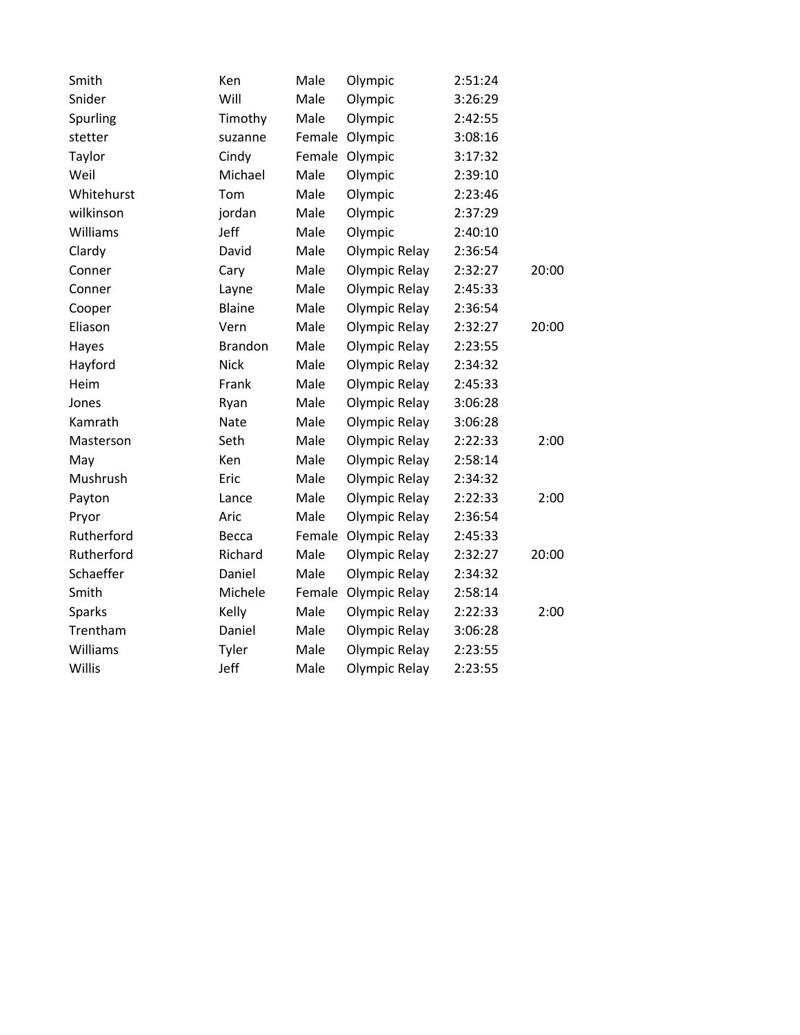| | | | | | |
|---|---|---|---|---|---|
| Smith | Ken | Male | Olympic | 2:51:24 | |
| Snider | Will | Male | Olympic | 3:26:29 | |
| Spurling | Timothy | Male | Olympic | 2:42:55 | |
| stetter | suzanne | Female | Olympic | 3:08:16 | |
| Taylor | Cindy | Female | Olympic | 3:17:32 | |
| Weil | Michael | Male | Olympic | 2:39:10 | |
| Whitehurst | Tom | Male | Olympic | 2:23:46 | |
| wilkinson | jordan | Male | Olympic | 2:37:29 | |
| Williams | Jeff | Male | Olympic | 2:40:10 | |
| Clardy | David | Male | Olympic Relay | 2:36:54 | |
| Conner | Cary | Male | Olympic Relay | 2:32:27 | 20:00 |
| Conner | Layne | Male | Olympic Relay | 2:45:33 | |
| Cooper | Blaine | Male | Olympic Relay | 2:36:54 | |
| Eliason | Vern | Male | Olympic Relay | 2:32:27 | 20:00 |
| Hayes | Brandon | Male | Olympic Relay | 2:23:55 | |
| Hayford | Nick | Male | Olympic Relay | 2:34:32 | |
| Heim | Frank | Male | Olympic Relay | 2:45:33 | |
| Jones | Ryan | Male | Olympic Relay | 3:06:28 | |
| Kamrath | Nate | Male | Olympic Relay | 3:06:28 | |
| Masterson | Seth | Male | Olympic Relay | 2:22:33 | 2:00 |
| May | Ken | Male | Olympic Relay | 2:58:14 | |
| Mushrush | Eric | Male | Olympic Relay | 2:34:32 | |
| Payton | Lance | Male | Olympic Relay | 2:22:33 | 2:00 |
| Pryor | Aric | Male | Olympic Relay | 2:36:54 | |
| Rutherford | Becca | Female | Olympic Relay | 2:45:33 | |
| Rutherford | Richard | Male | Olympic Relay | 2:32:27 | 20:00 |
| Schaeffer | Daniel | Male | Olympic Relay | 2:34:32 | |
| Smith | Michele | Female | Olympic Relay | 2:58:14 | |
| Sparks | Kelly | Male | Olympic Relay | 2:22:33 | 2:00 |
| Trentham | Daniel | Male | Olympic Relay | 3:06:28 | |
| Williams | Tyler | Male | Olympic Relay | 2:23:55 | |
| Willis | Jeff | Male | Olympic Relay | 2:23:55 | |